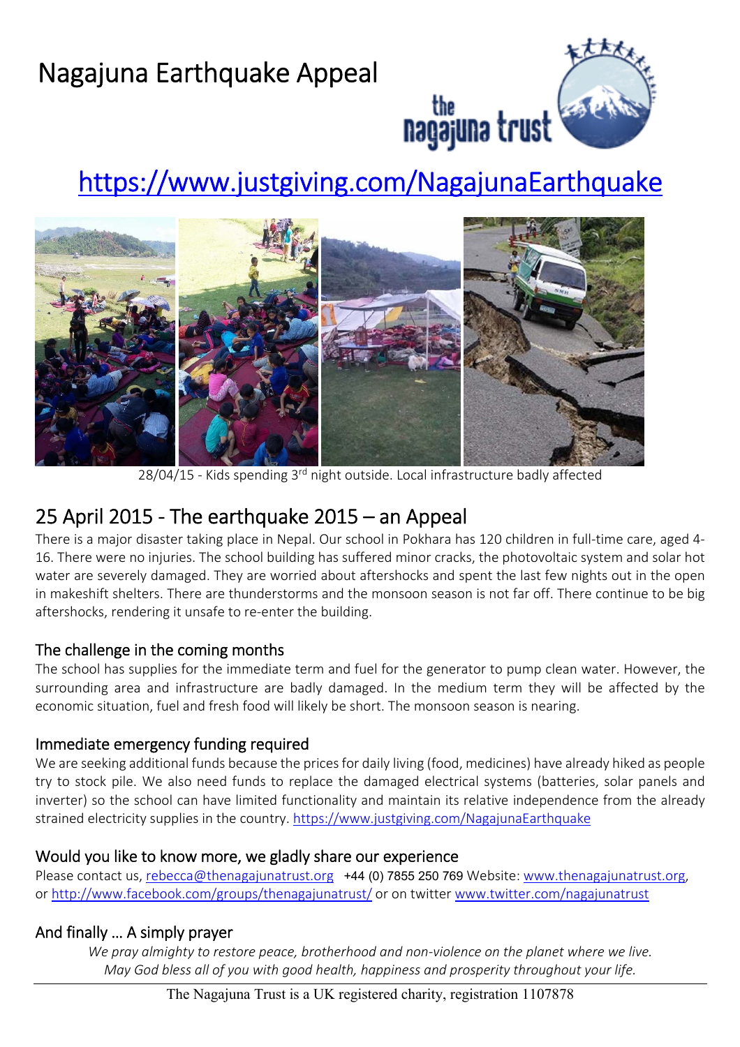# Nagajuna Earthquake Appeal

https://www.justgiving.com/NagajunaEarthquake

28/04/15 - Kids spending 3rd night outside. Local infrastructure badly affected

## 25 April 2015 - The earthquake 2015 – an Appeal

There is a major disaster taking place in Nepal. Our school in Pokhara has 120 children in full-time care, aged 4-16. There were no injuries. The school building has suffered minor cracks, the photovoltaic system and solar hot water are severely damaged. They are worried about aftershocks and spent the last few nights out in the open in makeshift shelters. There are thunderstorms and the monsoon season is not far off. There continue to be big aftershocks, rendering it unsafe to re-enter the building.

### The challenge in the coming months

The school has supplies for the immediate term and fuel for the generator to pump clean water. However, the surrounding area and infrastructure are badly damaged. In the medium term they will be affected by the economic situation, fuel and fresh food will likely be short. The monsoon season is nearing.

### Immediate emergency funding required

We are seeking additional funds because the prices for daily living (food, medicines) have already hiked as people try to stock pile. We also need funds to replace the damaged electrical systems (batteries, solar panels and inverter) so the school can have limited functionality and maintain its relative independence from the already strained electricity supplies in the country. https://www.justgiving.com/NagajunaEarthquake

### Would you like to know more, we gladly share our experience

Please contact us, rebecca@thenagajunatrust.org +44 (0) 7855 250 769 Website: www.thenagajunatrust.org, or http://www.facebook.com/groups/thenagajunatrust/ or on twitter www.twitter.com/nagajunatrust

### And finally … A simply prayer

*We pray almighty to restore peace, brotherhood and non-violence on the planet where we live.*
*May God bless all of you with good health, happiness and prosperity throughout your life.*

The Nagajuna Trust is a UK registered charity, registration 1107878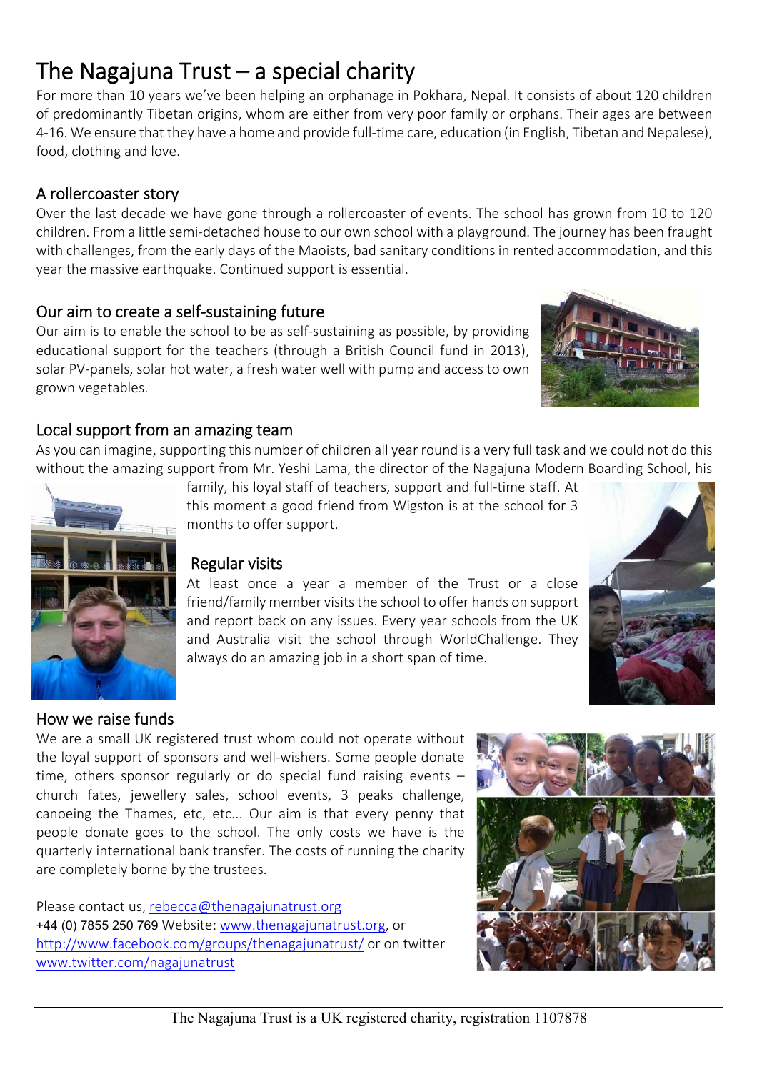# The Nagajuna Trust – a special charity

For more than 10 years we've been helping an orphanage in Pokhara, Nepal. It consists of about 120 children of predominantly Tibetan origins, whom are either from very poor family or orphans. Their ages are between 4-16. We ensure that they have a home and provide full-time care, education (in English, Tibetan and Nepalese), food, clothing and love.

## A rollercoaster story

Over the last decade we have gone through a rollercoaster of events. The school has grown from 10 to 120 children. From a little semi-detached house to our own school with a playground. The journey has been fraught with challenges, from the early days of the Maoists, bad sanitary conditions in rented accommodation, and this year the massive earthquake. Continued support is essential.

## Our aim to create a self-sustaining future

Our aim is to enable the school to be as self-sustaining as possible, by providing educational support for the teachers (through a British Council fund in 2013), solar PV-panels, solar hot water, a fresh water well with pump and access to own grown vegetables.

## Local support from an amazing team

As you can imagine, supporting this number of children all year round is a very full task and we could not do this without the amazing support from Mr. Yeshi Lama, the director of the Nagajuna Modern Boarding School, his family, his loyal staff of teachers, support and full-time staff. At this moment a good friend from Wigston is at the school for 3 months to offer support.

## Regular visits

At least once a year a member of the Trust or a close friend/family member visits the school to offer hands on support and report back on any issues. Every year schools from the UK and Australia visit the school through WorldChallenge. They always do an amazing job in a short span of time.

## How we raise funds

We are a small UK registered trust whom could not operate without the loyal support of sponsors and well-wishers. Some people donate time, others sponsor regularly or do special fund raising events – church fates, jewellery sales, school events, 3 peaks challenge, canoeing the Thames, etc, etc... Our aim is that every penny that people donate goes to the school. The only costs we have is the quarterly international bank transfer. The costs of running the charity are completely borne by the trustees.

Please contact us, rebecca@thenagajunatrust.org
+44 (0) 7855 250 769 Website: www.thenagajunatrust.org, or
http://www.facebook.com/groups/thenagajunatrust/ or on twitter
www.twitter.com/nagajunatrust

The Nagajuna Trust is a UK registered charity, registration 1107878